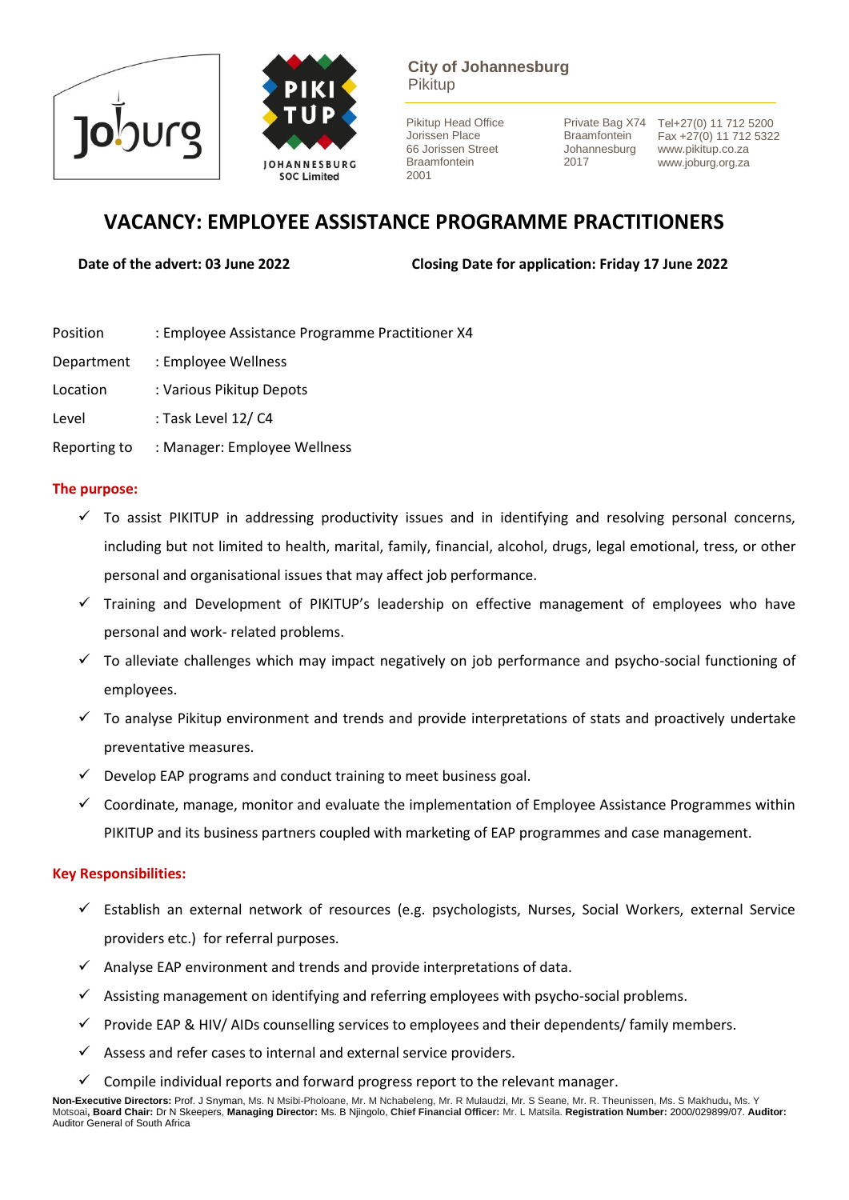City of Johannesburg
Pikitup

Pikitup Head Office
Jorissen Place
66 Jorissen Street
Braamfontein
2001

Private Bag X74
Braamfontein
Johannesburg
2017

Tel+27(0) 11 712 5200
Fax +27(0) 11 712 5322
www.pikitup.co.za
www.joburg.org.za

# VACANCY: EMPLOYEE ASSISTANCE PROGRAMME PRACTITIONERS

**Date of the advert: 03 June 2022** **Closing Date for application: Friday 17 June 2022**

Position : Employee Assistance Programme Practitioner X4

Department : Employee Wellness

Location : Various Pikitup Depots

Level : Task Level 12/ C4

Reporting to : Manager: Employee Wellness

## The purpose:

- ✓ To assist PIKITUP in addressing productivity issues and in identifying and resolving personal concerns, including but not limited to health, marital, family, financial, alcohol, drugs, legal emotional, tress, or other personal and organisational issues that may affect job performance.
- ✓ Training and Development of PIKITUP's leadership on effective management of employees who have personal and work- related problems.
- ✓ To alleviate challenges which may impact negatively on job performance and psycho-social functioning of employees.
- ✓ To analyse Pikitup environment and trends and provide interpretations of stats and proactively undertake preventative measures.
- ✓ Develop EAP programs and conduct training to meet business goal.
- ✓ Coordinate, manage, monitor and evaluate the implementation of Employee Assistance Programmes within PIKITUP and its business partners coupled with marketing of EAP programmes and case management.

## Key Responsibilities:

- ✓ Establish an external network of resources (e.g. psychologists, Nurses, Social Workers, external Service providers etc.) for referral purposes.
- ✓ Analyse EAP environment and trends and provide interpretations of data.
- ✓ Assisting management on identifying and referring employees with psycho-social problems.
- ✓ Provide EAP & HIV/ AIDs counselling services to employees and their dependents/ family members.
- ✓ Assess and refer cases to internal and external service providers.
- ✓ Compile individual reports and forward progress report to the relevant manager.

**Non-Executive Directors:** Prof. J Snyman, Ms. N Msibi-Pholoane, Mr. M Nchabeleng, Mr. R Mulaudzi, Mr. S Seane, Mr. R. Theunissen, Ms. S Makhudu**,** Ms. Y Motsoai**, Board Chair:** Dr N Skeepers, **Managing Director:** Ms. B Njingolo, **Chief Financial Officer:** Mr. L Matsila. **Registration Number:** 2000/029899/07. **Auditor:** Auditor General of South Africa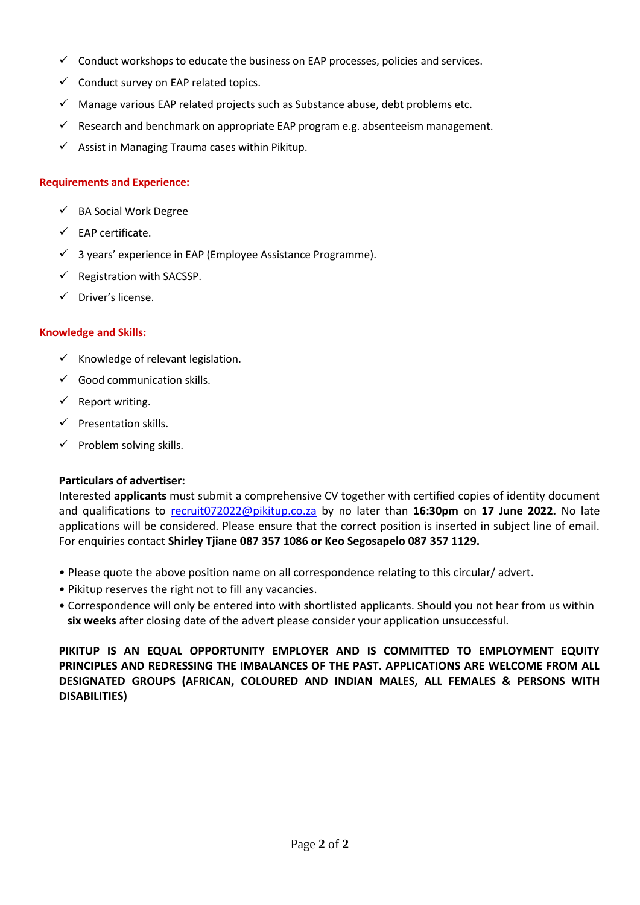- ✓ Conduct workshops to educate the business on EAP processes, policies and services.
- ✓ Conduct survey on EAP related topics.
- ✓ Manage various EAP related projects such as Substance abuse, debt problems etc.
- ✓ Research and benchmark on appropriate EAP program e.g. absenteeism management.
- ✓ Assist in Managing Trauma cases within Pikitup.

**Requirements and Experience:**

- ✓ BA Social Work Degree
- ✓ EAP certificate.
- ✓ 3 years' experience in EAP (Employee Assistance Programme).
- ✓ Registration with SACSSP.
- ✓ Driver's license.

**Knowledge and Skills:**

- ✓ Knowledge of relevant legislation.
- ✓ Good communication skills.
- ✓ Report writing.
- ✓ Presentation skills.
- ✓ Problem solving skills.

**Particulars of advertiser:**
Interested **applicants** must submit a comprehensive CV together with certified copies of identity document and qualifications to recruit072022@pikitup.co.za by no later than **16:30pm** on **17 June 2022.** No late applications will be considered. Please ensure that the correct position is inserted in subject line of email. For enquiries contact **Shirley Tjiane 087 357 1086 or Keo Segosapelo 087 357 1129.**

- Please quote the above position name on all correspondence relating to this circular/ advert.
- Pikitup reserves the right not to fill any vacancies.
- Correspondence will only be entered into with shortlisted applicants. Should you not hear from us within **six weeks** after closing date of the advert please consider your application unsuccessful.

**PIKITUP IS AN EQUAL OPPORTUNITY EMPLOYER AND IS COMMITTED TO EMPLOYMENT EQUITY PRINCIPLES AND REDRESSING THE IMBALANCES OF THE PAST. APPLICATIONS ARE WELCOME FROM ALL DESIGNATED GROUPS (AFRICAN, COLOURED AND INDIAN MALES, ALL FEMALES & PERSONS WITH DISABILITIES)**